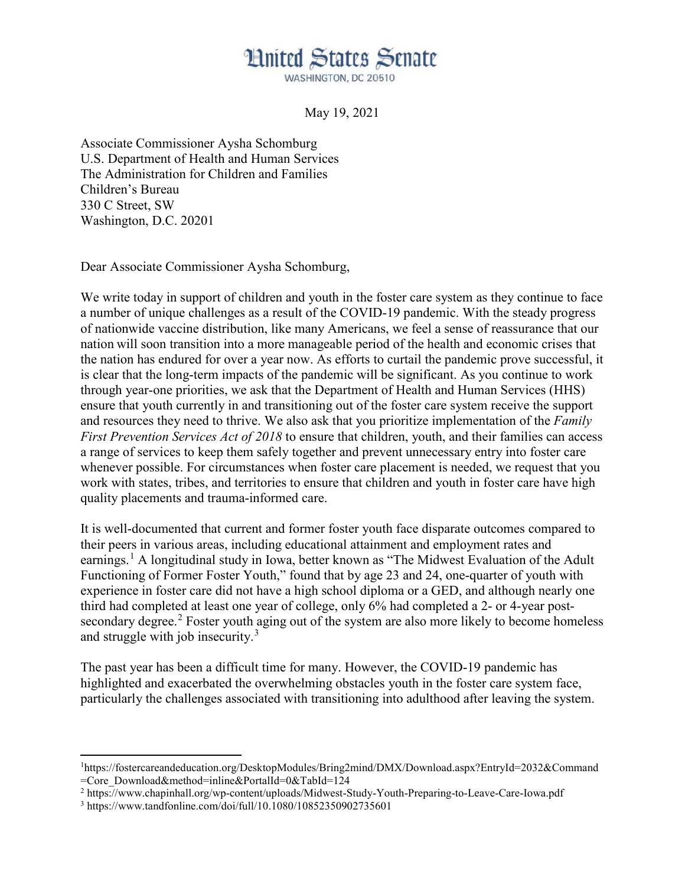# United States Senate

WASHINGTON, DC 20510

May 19, 2021

Associate Commissioner Aysha Schomburg
U.S. Department of Health and Human Services
The Administration for Children and Families
Children's Bureau
330 C Street, SW
Washington, D.C. 20201

Dear Associate Commissioner Aysha Schomburg,

We write today in support of children and youth in the foster care system as they continue to face a number of unique challenges as a result of the COVID-19 pandemic. With the steady progress of nationwide vaccine distribution, like many Americans, we feel a sense of reassurance that our nation will soon transition into a more manageable period of the health and economic crises that the nation has endured for over a year now. As efforts to curtail the pandemic prove successful, it is clear that the long-term impacts of the pandemic will be significant. As you continue to work through year-one priorities, we ask that the Department of Health and Human Services (HHS) ensure that youth currently in and transitioning out of the foster care system receive the support and resources they need to thrive. We also ask that you prioritize implementation of the *Family First Prevention Services Act of 2018* to ensure that children, youth, and their families can access a range of services to keep them safely together and prevent unnecessary entry into foster care whenever possible. For circumstances when foster care placement is needed, we request that you work with states, tribes, and territories to ensure that children and youth in foster care have high quality placements and trauma-informed care.

It is well-documented that current and former foster youth face disparate outcomes compared to their peers in various areas, including educational attainment and employment rates and earnings.[1] A longitudinal study in Iowa, better known as "The Midwest Evaluation of the Adult Functioning of Former Foster Youth," found that by age 23 and 24, one-quarter of youth with experience in foster care did not have a high school diploma or a GED, and although nearly one third had completed at least one year of college, only 6% had completed a 2- or 4-year post-secondary degree.[2] Foster youth aging out of the system are also more likely to become homeless and struggle with job insecurity.[3]

The past year has been a difficult time for many. However, the COVID-19 pandemic has highlighted and exacerbated the overwhelming obstacles youth in the foster care system face, particularly the challenges associated with transitioning into adulthood after leaving the system.

---

[1] https://fostercareandeducation.org/DesktopModules/Bring2mind/DMX/Download.aspx?EntryId=2032&Command=Core_Download&method=inline&PortalId=0&TabId=124

[2] https://www.chapinhall.org/wp-content/uploads/Midwest-Study-Youth-Preparing-to-Leave-Care-Iowa.pdf

[3] https://www.tandfonline.com/doi/full/10.1080/10852350902735601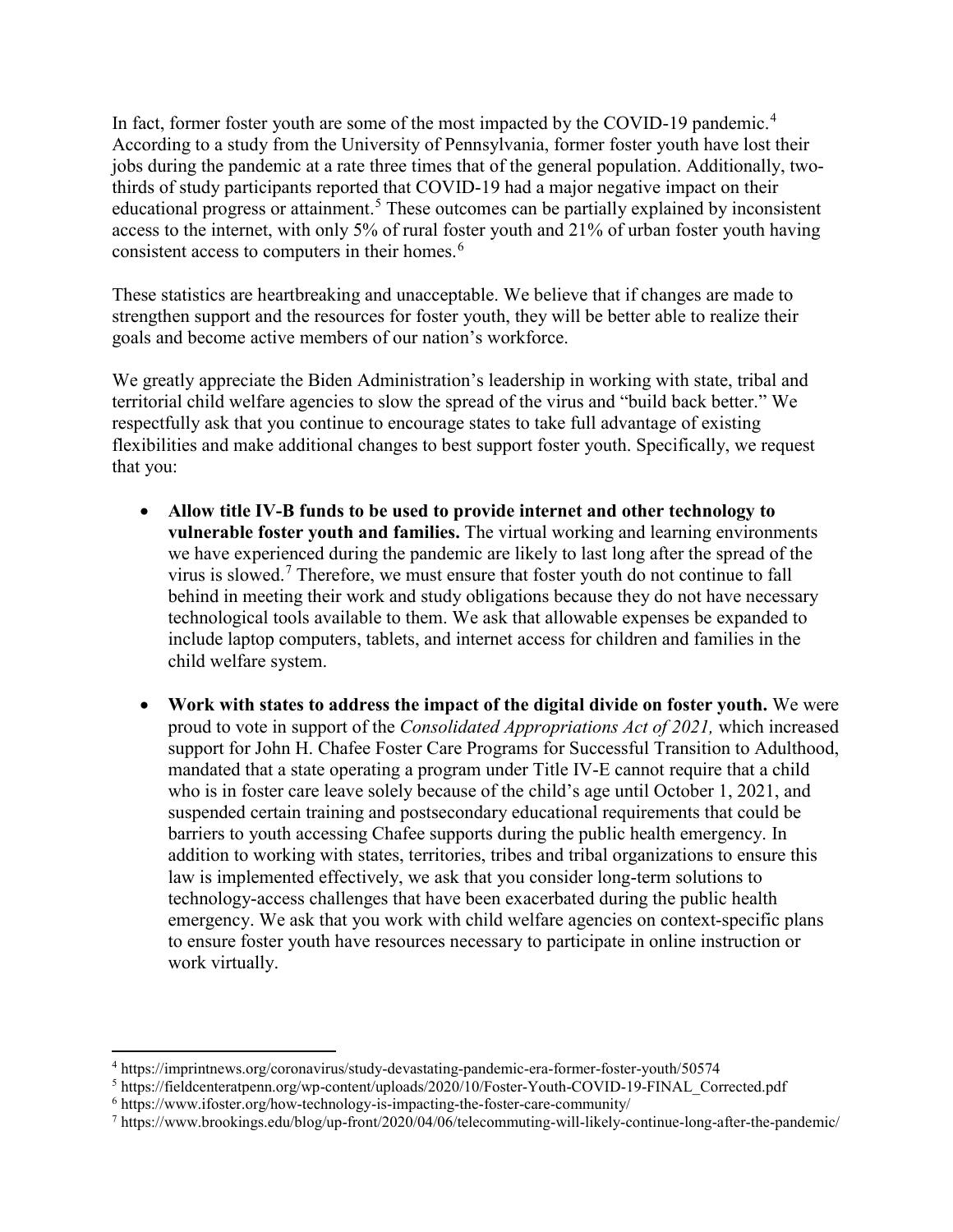In fact, former foster youth are some of the most impacted by the COVID-19 pandemic.[4] According to a study from the University of Pennsylvania, former foster youth have lost their jobs during the pandemic at a rate three times that of the general population. Additionally, two-thirds of study participants reported that COVID-19 had a major negative impact on their educational progress or attainment.[5] These outcomes can be partially explained by inconsistent access to the internet, with only 5% of rural foster youth and 21% of urban foster youth having consistent access to computers in their homes.[6]

These statistics are heartbreaking and unacceptable. We believe that if changes are made to strengthen support and the resources for foster youth, they will be better able to realize their goals and become active members of our nation's workforce.

We greatly appreciate the Biden Administration's leadership in working with state, tribal and territorial child welfare agencies to slow the spread of the virus and "build back better." We respectfully ask that you continue to encourage states to take full advantage of existing flexibilities and make additional changes to best support foster youth. Specifically, we request that you:

- **Allow title IV-B funds to be used to provide internet and other technology to vulnerable foster youth and families.** The virtual working and learning environments we have experienced during the pandemic are likely to last long after the spread of the virus is slowed.[7] Therefore, we must ensure that foster youth do not continue to fall behind in meeting their work and study obligations because they do not have necessary technological tools available to them. We ask that allowable expenses be expanded to include laptop computers, tablets, and internet access for children and families in the child welfare system.

- **Work with states to address the impact of the digital divide on foster youth.** We were proud to vote in support of the *Consolidated Appropriations Act of 2021,* which increased support for John H. Chafee Foster Care Programs for Successful Transition to Adulthood, mandated that a state operating a program under Title IV-E cannot require that a child who is in foster care leave solely because of the child's age until October 1, 2021, and suspended certain training and postsecondary educational requirements that could be barriers to youth accessing Chafee supports during the public health emergency. In addition to working with states, territories, tribes and tribal organizations to ensure this law is implemented effectively, we ask that you consider long-term solutions to technology-access challenges that have been exacerbated during the public health emergency. We ask that you work with child welfare agencies on context-specific plans to ensure foster youth have resources necessary to participate in online instruction or work virtually.

---

[4] https://imprintnews.org/coronavirus/study-devastating-pandemic-era-former-foster-youth/50574

[5] https://fieldcenteratpenn.org/wp-content/uploads/2020/10/Foster-Youth-COVID-19-FINAL_Corrected.pdf

[6] https://www.ifoster.org/how-technology-is-impacting-the-foster-care-community/

[7] https://www.brookings.edu/blog/up-front/2020/04/06/telecommuting-will-likely-continue-long-after-the-pandemic/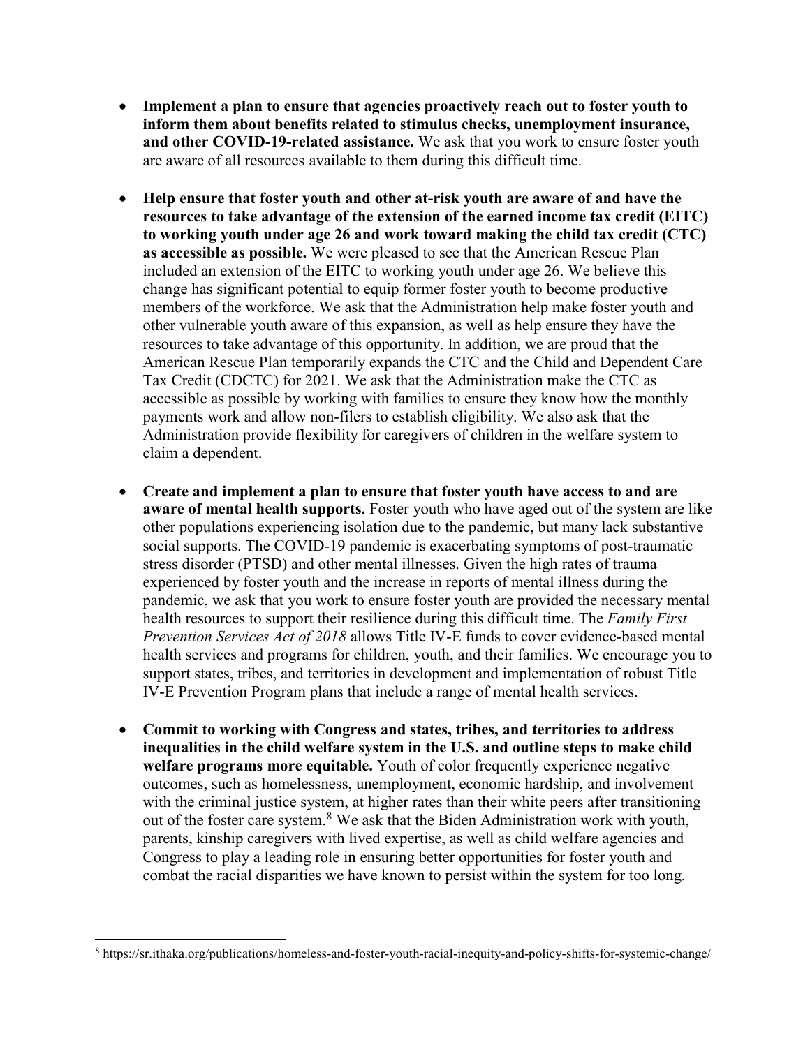- **Implement a plan to ensure that agencies proactively reach out to foster youth to inform them about benefits related to stimulus checks, unemployment insurance, and other COVID-19-related assistance.** We ask that you work to ensure foster youth are aware of all resources available to them during this difficult time.

- **Help ensure that foster youth and other at-risk youth are aware of and have the resources to take advantage of the extension of the earned income tax credit (EITC) to working youth under age 26 and work toward making the child tax credit (CTC) as accessible as possible.** We were pleased to see that the American Rescue Plan included an extension of the EITC to working youth under age 26. We believe this change has significant potential to equip former foster youth to become productive members of the workforce. We ask that the Administration help make foster youth and other vulnerable youth aware of this expansion, as well as help ensure they have the resources to take advantage of this opportunity. In addition, we are proud that the American Rescue Plan temporarily expands the CTC and the Child and Dependent Care Tax Credit (CDCTC) for 2021. We ask that the Administration make the CTC as accessible as possible by working with families to ensure they know how the monthly payments work and allow non-filers to establish eligibility. We also ask that the Administration provide flexibility for caregivers of children in the welfare system to claim a dependent.

- **Create and implement a plan to ensure that foster youth have access to and are aware of mental health supports.** Foster youth who have aged out of the system are like other populations experiencing isolation due to the pandemic, but many lack substantive social supports. The COVID-19 pandemic is exacerbating symptoms of post-traumatic stress disorder (PTSD) and other mental illnesses. Given the high rates of trauma experienced by foster youth and the increase in reports of mental illness during the pandemic, we ask that you work to ensure foster youth are provided the necessary mental health resources to support their resilience during this difficult time. The *Family First Prevention Services Act of 2018* allows Title IV-E funds to cover evidence-based mental health services and programs for children, youth, and their families. We encourage you to support states, tribes, and territories in development and implementation of robust Title IV-E Prevention Program plans that include a range of mental health services.

- **Commit to working with Congress and states, tribes, and territories to address inequalities in the child welfare system in the U.S. and outline steps to make child welfare programs more equitable.** Youth of color frequently experience negative outcomes, such as homelessness, unemployment, economic hardship, and involvement with the criminal justice system, at higher rates than their white peers after transitioning out of the foster care system.[8] We ask that the Biden Administration work with youth, parents, kinship caregivers with lived expertise, as well as child welfare agencies and Congress to play a leading role in ensuring better opportunities for foster youth and combat the racial disparities we have known to persist within the system for too long.

---

[8] https://sr.ithaka.org/publications/homeless-and-foster-youth-racial-inequity-and-policy-shifts-for-systemic-change/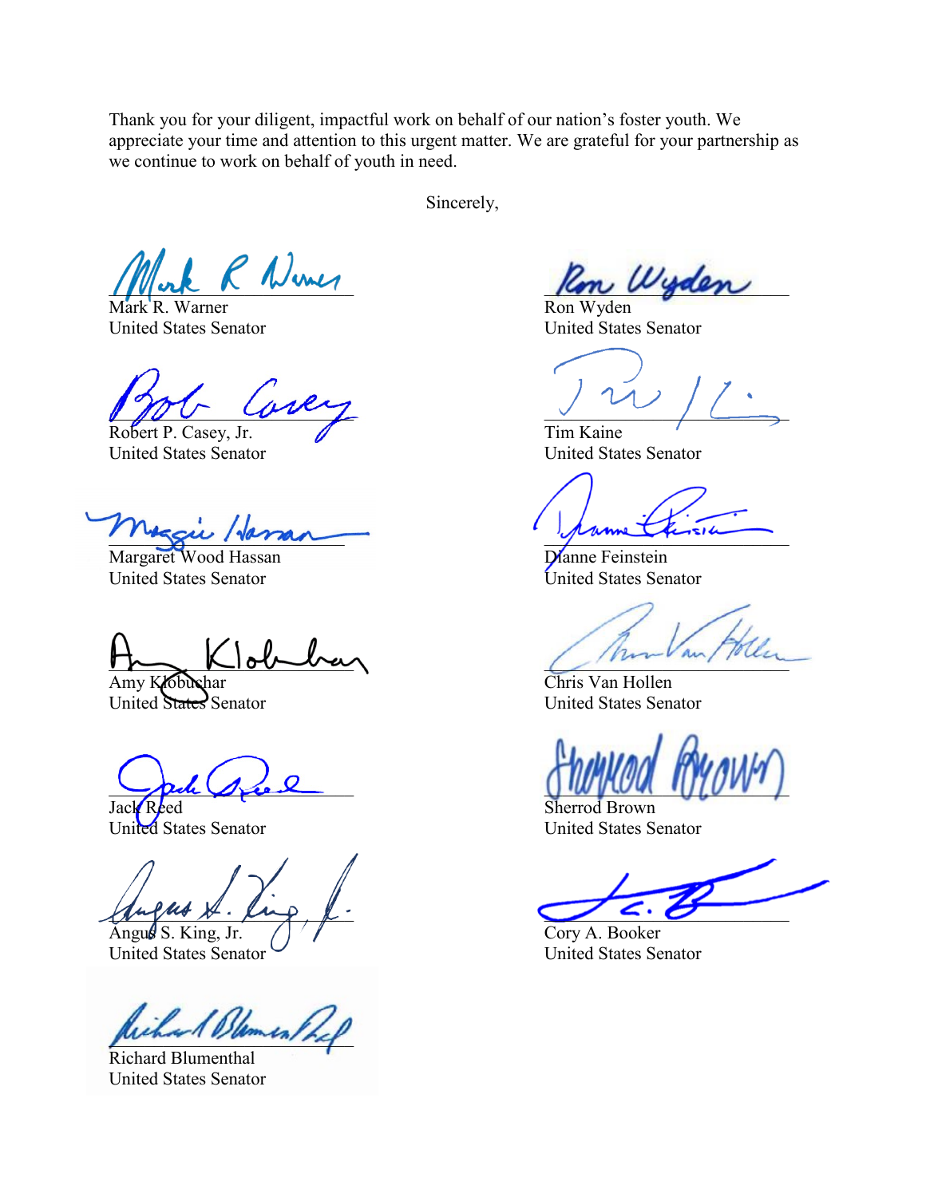Thank you for your diligent, impactful work on behalf of our nation's foster youth. We appreciate your time and attention to this urgent matter. We are grateful for your partnership as we continue to work on behalf of youth in need.

Sincerely,

Mark R. Warner
United States Senator

Ron Wyden
United States Senator

Robert P. Casey, Jr.
United States Senator

Tim Kaine
United States Senator

Margaret Wood Hassan
United States Senator

Dianne Feinstein
United States Senator

Amy Klobuchar
United States Senator

Chris Van Hollen
United States Senator

Jack Reed
United States Senator

Sherrod Brown
United States Senator

Angus S. King, Jr.
United States Senator

Cory A. Booker
United States Senator

Richard Blumenthal
United States Senator